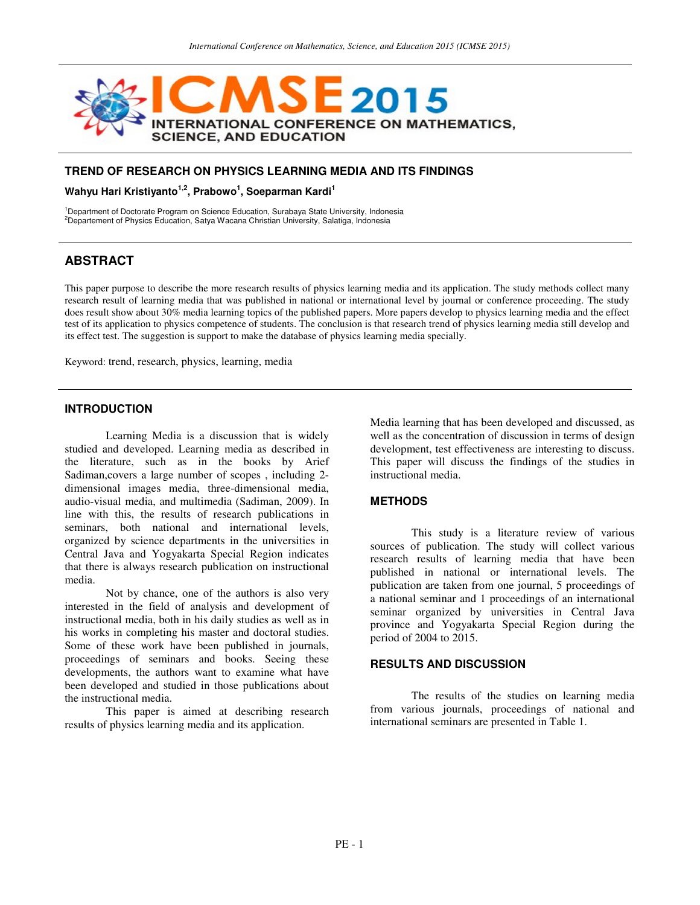# TREND OF RESEARCH ON PHYSICS LEARNING MEDIA AND ITS FINDINGS

**Wahyu Hari Kristiyanto[1,2], Prabowo[1], Soeparman Kardi[1]**

[1]Department of Doctorate Program on Science Education, Surabaya State University, Indonesia
[2]Departement of Physics Education, Satya Wacana Christian University, Salatiga, Indonesia

## ABSTRACT

This paper purpose to describe the more research results of physics learning media and its application. The study methods collect many research result of learning media that was published in national or international level by journal or conference proceeding. The study does result show about 30% media learning topics of the published papers. More papers develop to physics learning media and the effect test of its application to physics competence of students. The conclusion is that research trend of physics learning media still develop and its effect test. The suggestion is support to make the database of physics learning media specially.

Keyword: trend, research, physics, learning, media

## INTRODUCTION

Learning Media is a discussion that is widely studied and developed. Learning media as described in the literature, such as in the books by Arief Sadiman,covers a large number of scopes , including 2-dimensional images media, three-dimensional media, audio-visual media, and multimedia (Sadiman, 2009). In line with this, the results of research publications in seminars, both national and international levels, organized by science departments in the universities in Central Java and Yogyakarta Special Region indicates that there is always research publication on instructional media.

Not by chance, one of the authors is also very interested in the field of analysis and development of instructional media, both in his daily studies as well as in his works in completing his master and doctoral studies. Some of these work have been published in journals, proceedings of seminars and books. Seeing these developments, the authors want to examine what have been developed and studied in those publications about the instructional media.

This paper is aimed at describing research results of physics learning media and its application. Media learning that has been developed and discussed, as well as the concentration of discussion in terms of design development, test effectiveness are interesting to discuss. This paper will discuss the findings of the studies in instructional media.

## METHODS

This study is a literature review of various sources of publication. The study will collect various research results of learning media that have been published in national or international levels. The publication are taken from one journal, 5 proceedings of a national seminar and 1 proceedings of an international seminar organized by universities in Central Java province and Yogyakarta Special Region during the period of 2004 to 2015.

## RESULTS AND DISCUSSION

The results of the studies on learning media from various journals, proceedings of national and international seminars are presented in Table 1.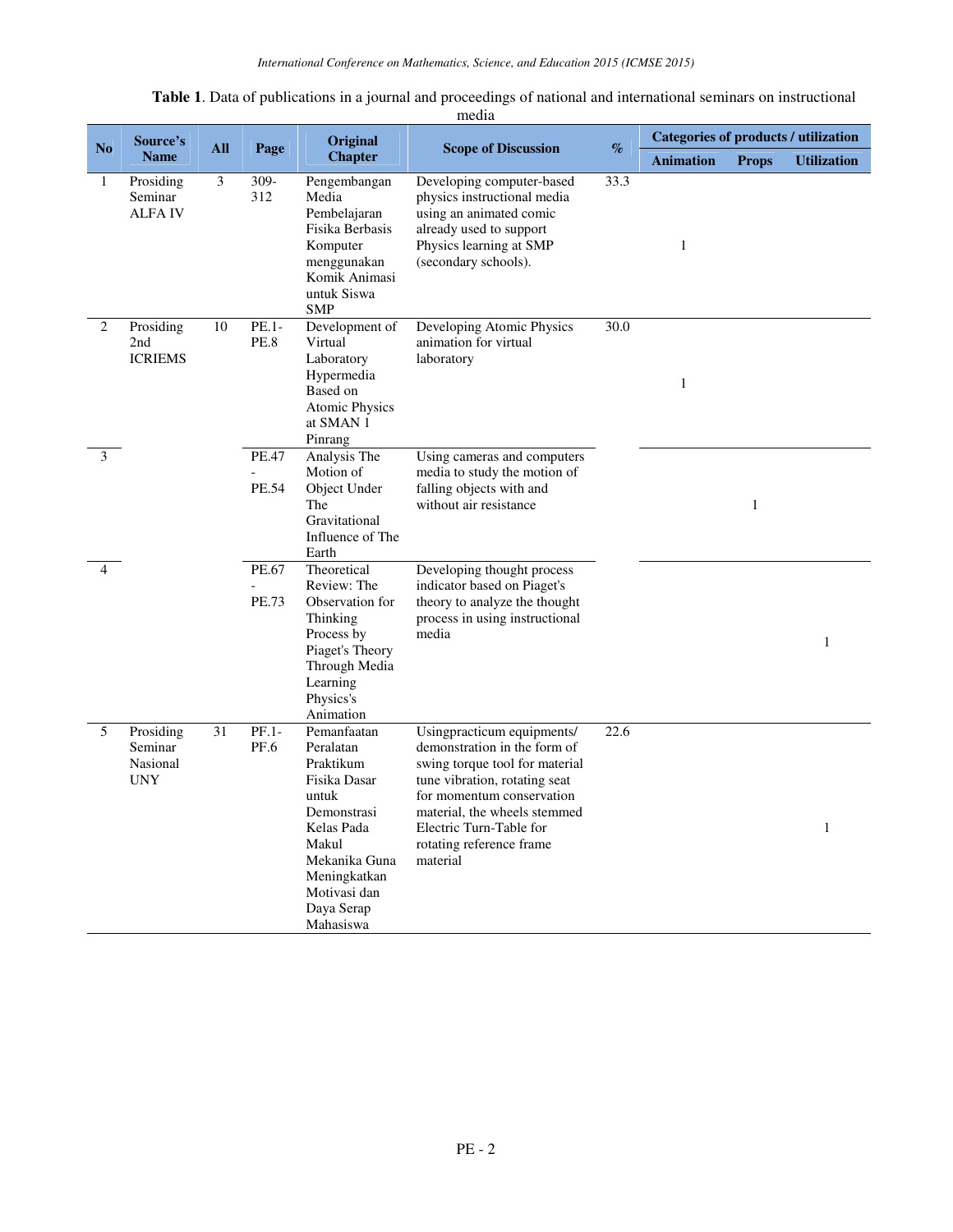**Table 1**. Data of publications in a journal and proceedings of national and international seminars on instructional media

| No | Source's Name | All | Page | Original Chapter | Scope of Discussion | % | Categories of products / utilization | | |
|---|---|---|---|---|---|---|---|---|---|
| | | | | | | | Animation | Props | Utilization |
| 1 | Prosiding Seminar ALFA IV | 3 | 309-312 | Pengembangan Media Pembelajaran Fisika Berbasis Komputer menggunakan Komik Animasi untuk Siswa SMP | Developing computer-based physics instructional media using an animated comic already used to support Physics learning at SMP (secondary schools). | 33.3 | 1 | | |
| 2 | Prosiding 2nd ICRIEMS | 10 | PE.1-PE.8 | Development of Virtual Laboratory Hypermedia Based on Atomic Physics at SMAN 1 Pinrang | Developing Atomic Physics animation for virtual laboratory | 30.0 | 1 | | |
| 3 | | | PE.47 - PE.54 | Analysis The Motion of Object Under The Gravitational Influence of The Earth | Using cameras and computers media to study the motion of falling objects with and without air resistance | | | 1 | |
| 4 | | | PE.67 - PE.73 | Theoretical Review: The Observation for Thinking Process by Piaget's Theory Through Media Learning Physics's Animation | Developing thought process indicator based on Piaget's theory to analyze the thought process in using instructional media | | | | 1 |
| 5 | Prosiding Seminar Nasional UNY | 31 | PF.1-PF.6 | Pemanfaatan Peralatan Praktikum Fisika Dasar untuk Demonstrasi Kelas Pada Makul Mekanika Guna Meningkatkan Motivasi dan Daya Serap Mahasiswa | Usingpracticum equipments/ demonstration in the form of swing torque tool for material tune vibration, rotating seat for momentum conservation material, the wheels stemmed Electric Turn-Table for rotating reference frame material | 22.6 | | | 1 |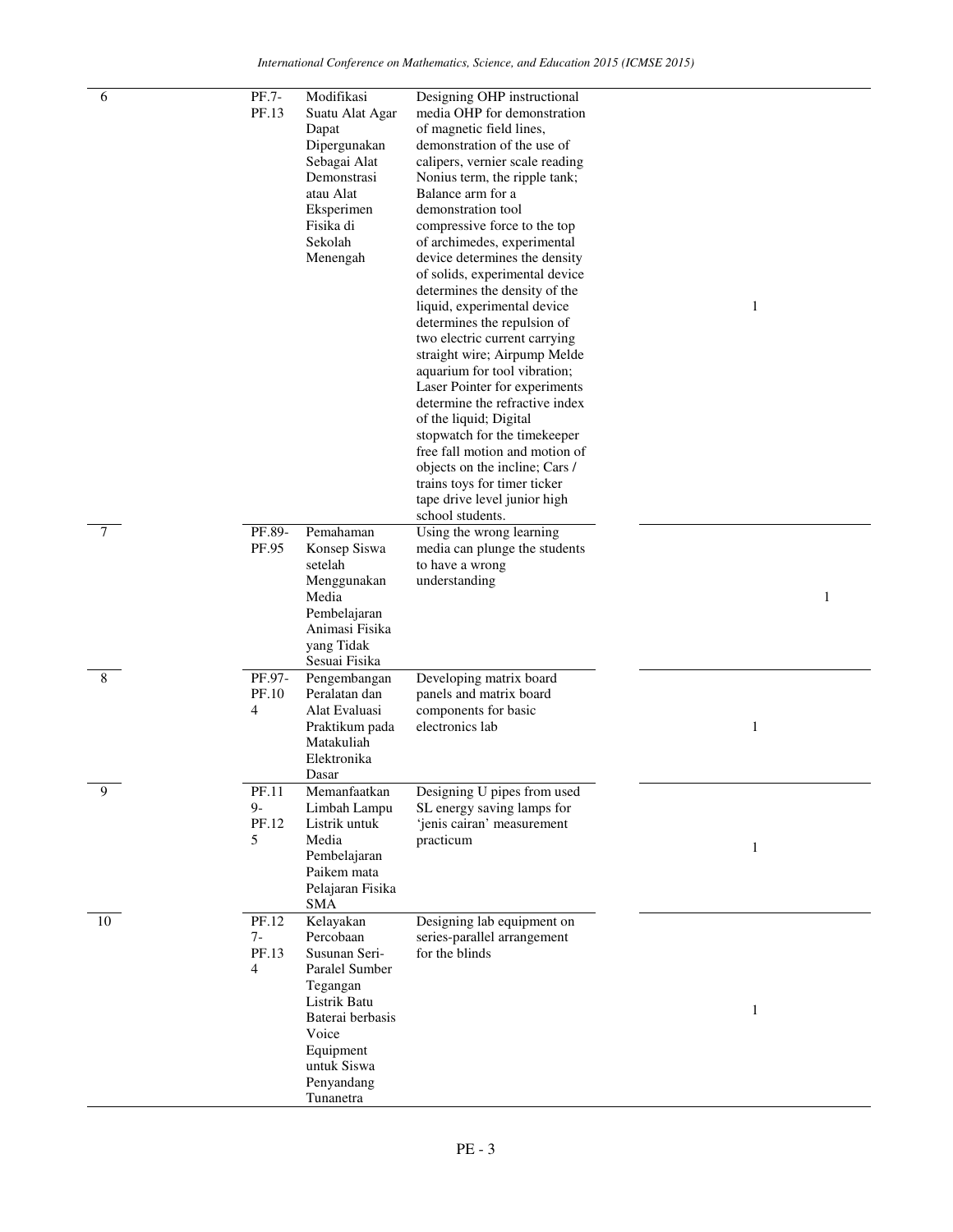| | | | | | |
|---|---|---|---|---|---|
| 6 | PF.7-PF.13 | Modifikasi Suatu Alat Agar Dapat Dipergunakan Sebagai Alat Demonstrasi atau Alat Eksperimen Fisika di Sekolah Menengah | Designing OHP instructional media OHP for demonstration of magnetic field lines, demonstration of the use of calipers, vernier scale reading Nonius term, the ripple tank; Balance arm for a demonstration tool compressive force to the top of archimedes, experimental device determines the density of solids, experimental device determines the density of the liquid, experimental device determines the repulsion of two electric current carrying straight wire; Airpump Melde aquarium for tool vibration; Laser Pointer for experiments determine the refractive index of the liquid; Digital stopwatch for the timekeeper free fall motion and motion of objects on the incline; Cars / trains toys for timer ticker tape drive level junior high school students. | 1 | |
| 7 | PF.89-PF.95 | Pemahaman Konsep Siswa setelah Menggunakan Media Pembelajaran Animasi Fisika yang Tidak Sesuai Fisika | Using the wrong learning media can plunge the students to have a wrong understanding | | 1 |
| 8 | PF.97-PF.104 | Pengembangan Peralatan dan Alat Evaluasi Praktikum pada Matakuliah Elektronika Dasar | Developing matrix board panels and matrix board components for basic electronics lab | 1 | |
| 9 | PF.119-PF.125 | Memanfaatkan Limbah Lampu Listrik untuk Media Pembelajaran Paikem mata Pelajaran Fisika SMA | Designing U pipes from used SL energy saving lamps for 'jenis cairan' measurement practicum | 1 | |
| 10 | PF.127-PF.134 | Kelayakan Percobaan Susunan Seri-Paralel Sumber Tegangan Listrik Batu Baterai berbasis Voice Equipment untuk Siswa Penyandang Tunanetra | Designing lab equipment on series-parallel arrangement for the blinds | 1 | |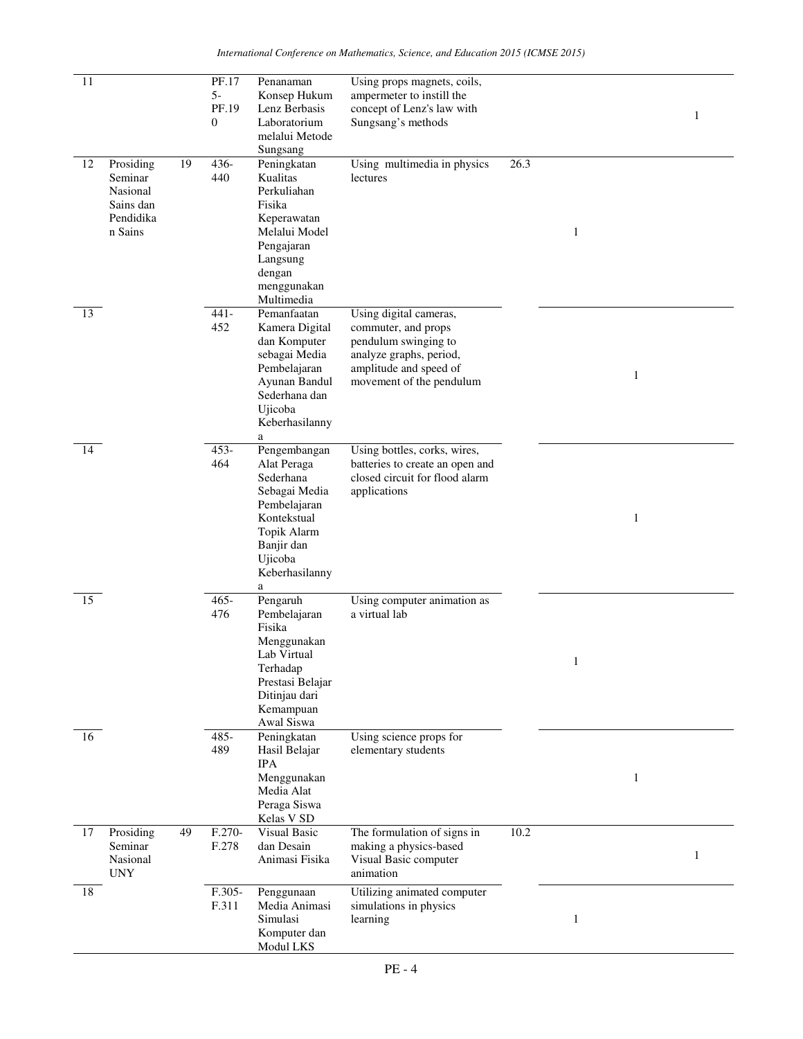| | | | | | | | | | |
|---|---|---|---|---|---|---|---|---|---|
| 11 | | | PF.175-PF.190 | Penanaman Konsep Hukum Lenz Berbasis Laboratorium melalui Metode Sungsang | Using props magnets, coils, ampermeter to instill the concept of Lenz's law with Sungsang's methods | | | | 1 |
| 12 | Prosiding Seminar Nasional Sains dan Pendidikan Sains | 19 | 436-440 | Peningkatan Kualitas Perkuliahan Fisika Keperawatan Melalui Model Pengajaran Langsung dengan menggunakan Multimedia | Using multimedia in physics lectures | 26.3 | 1 | | |
| 13 | | | 441-452 | Pemanfaatan Kamera Digital dan Komputer sebagai Media Pembelajaran Ayunan Bandul Sederhana dan Ujicoba Keberhasilannya | Using digital cameras, commuter, and props pendulum swinging to analyze graphs, period, amplitude and speed of movement of the pendulum | | | 1 | |
| 14 | | | 453-464 | Pengembangan Alat Peraga Sederhana Sebagai Media Pembelajaran Kontekstual Topik Alarm Banjir dan Ujicoba Keberhasilannya | Using bottles, corks, wires, batteries to create an open and closed circuit for flood alarm applications | | | 1 | |
| 15 | | | 465-476 | Pengaruh Pembelajaran Fisika Menggunakan Lab Virtual Terhadap Prestasi Belajar Ditinjau dari Kemampuan Awal Siswa | Using computer animation as a virtual lab | | 1 | | |
| 16 | | | 485-489 | Peningkatan Hasil Belajar IPA Menggunakan Media Alat Peraga Siswa Kelas V SD | Using science props for elementary students | | | 1 | |
| 17 | Prosiding Seminar Nasional UNY | 49 | F.270-F.278 | Visual Basic dan Desain Animasi Fisika | The formulation of signs in making a physics-based Visual Basic computer animation | 10.2 | | | 1 |
| 18 | | | F.305-F.311 | Penggunaan Media Animasi Simulasi Komputer dan Modul LKS | Utilizing animated computer simulations in physics learning | | 1 | | |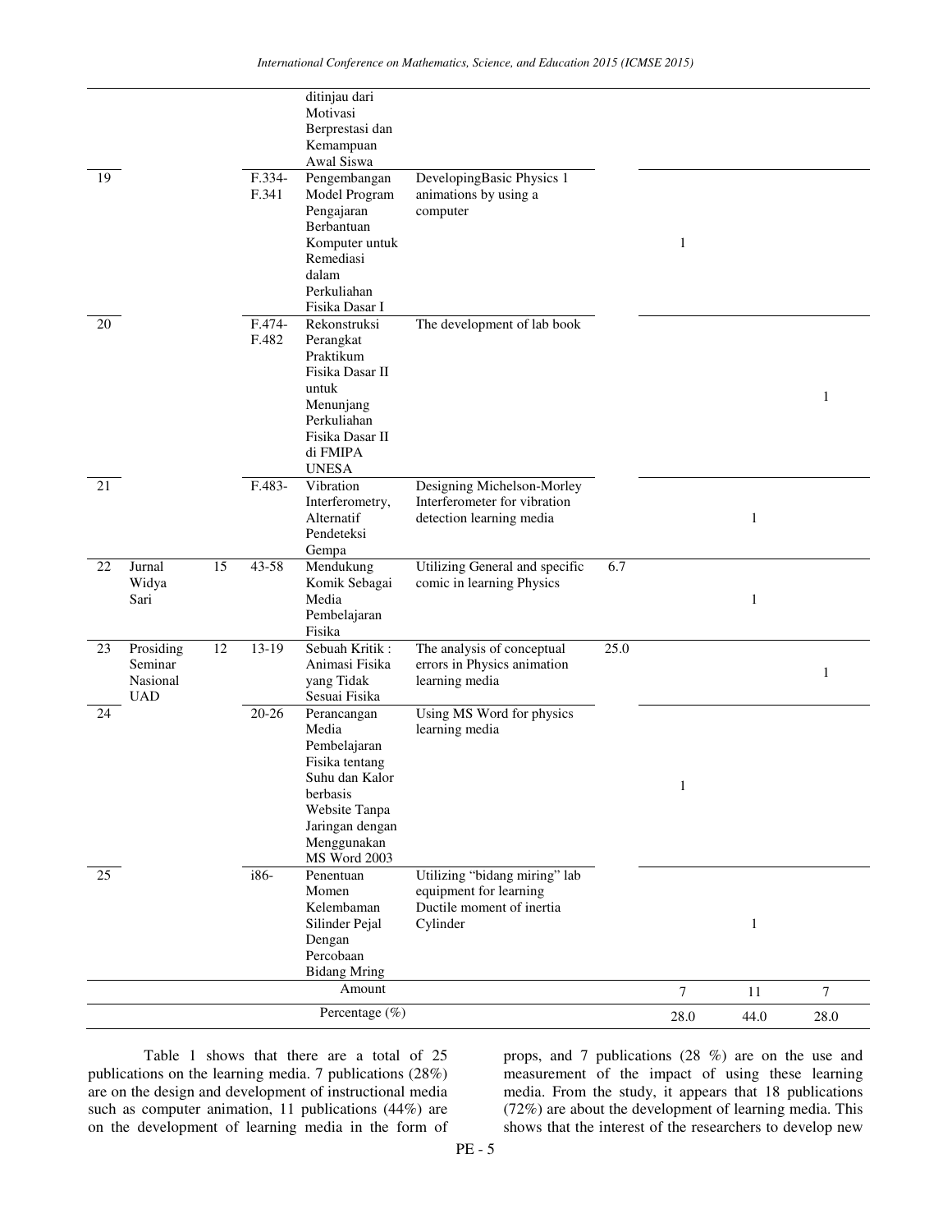| | | | | | | | | | |
|---|---|---|---|---|---|---|---|---|---|
| | | | | ditinjau dari Motivasi Berprestasi dan Kemampuan Awal Siswa | | | | | |
| 19 | | | F.334-F.341 | Pengembangan Model Program Pengajaran Berbantuan Komputer untuk Remediasi dalam Perkuliahan Fisika Dasar I | DevelopingBasic Physics 1 animations by using a computer | | 1 | | |
| 20 | | | F.474-F.482 | Rekonstruksi Perangkat Praktikum Fisika Dasar II untuk Menunjang Perkuliahan Fisika Dasar II di FMIPA UNESA | The development of lab book | | | | 1 |
| 21 | | | F.483- | Vibration Interferometry, Alternatif Pendeteksi Gempa | Designing Michelson-Morley Interferometer for vibration detection learning media | | | 1 | |
| 22 | Jurnal Widya Sari | 15 | 43-58 | Mendukung Komik Sebagai Media Pembelajaran Fisika | Utilizing General and specific comic in learning Physics | 6.7 | | 1 | |
| 23 | Prosiding Seminar Nasional UAD | 12 | 13-19 | Sebuah Kritik : Animasi Fisika yang Tidak Sesuai Fisika | The analysis of conceptual errors in Physics animation learning media | 25.0 | | | 1 |
| 24 | | | 20-26 | Perancangan Media Pembelajaran Fisika tentang Suhu dan Kalor berbasis Website Tanpa Jaringan dengan Menggunakan MS Word 2003 | Using MS Word for physics learning media | | 1 | | |
| 25 | | | i86- | Penentuan Momen Kelembaman Silinder Pejal Dengan Percobaan Bidang Mring | Utilizing "bidang miring" lab equipment for learning Ductile moment of inertia Cylinder | | | 1 | |
| | | | | Amount | | | 7 | 11 | 7 |
| | | | | Percentage (%) | | | 28.0 | 44.0 | 28.0 |

Table 1 shows that there are a total of 25 publications on the learning media. 7 publications (28%) are on the design and development of instructional media such as computer animation, 11 publications (44%) are on the development of learning media in the form of props, and 7 publications (28 %) are on the use and measurement of the impact of using these learning media. From the study, it appears that 18 publications (72%) are about the development of learning media. This shows that the interest of the researchers to develop new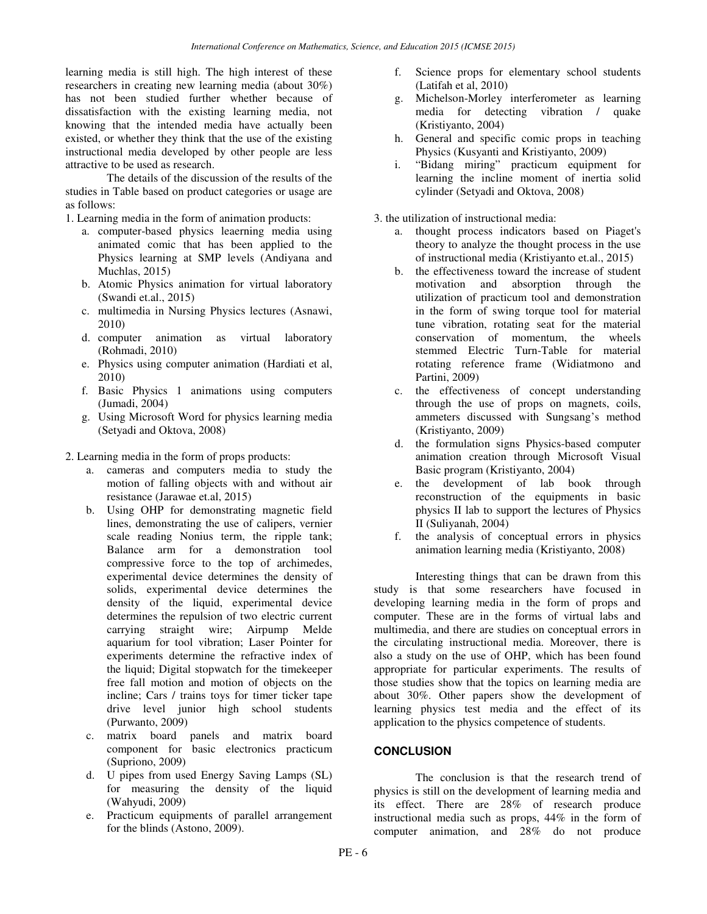learning media is still high. The high interest of these researchers in creating new learning media (about 30%) has not been studied further whether because of dissatisfaction with the existing learning media, not knowing that the intended media have actually been existed, or whether they think that the use of the existing instructional media developed by other people are less attractive to be used as research.

The details of the discussion of the results of the studies in Table based on product categories or usage are as follows:

1. Learning media in the form of animation products:
   a. computer-based physics leaerning media using animated comic that has been applied to the Physics learning at SMP levels (Andiyana and Muchlas, 2015)
   b. Atomic Physics animation for virtual laboratory (Swandi et.al., 2015)
   c. multimedia in Nursing Physics lectures (Asnawi, 2010)
   d. computer animation as virtual laboratory (Rohmadi, 2010)
   e. Physics using computer animation (Hardiati et al, 2010)
   f. Basic Physics 1 animations using computers (Jumadi, 2004)
   g. Using Microsoft Word for physics learning media (Setyadi and Oktova, 2008)

2. Learning media in the form of props products:
   a. cameras and computers media to study the motion of falling objects with and without air resistance (Jarawae et.al, 2015)
   b. Using OHP for demonstrating magnetic field lines, demonstrating the use of calipers, vernier scale reading Nonius term, the ripple tank; Balance arm for a demonstration tool compressive force to the top of archimedes, experimental device determines the density of solids, experimental device determines the density of the liquid, experimental device determines the repulsion of two electric current carrying straight wire; Airpump Melde aquarium for tool vibration; Laser Pointer for experiments determine the refractive index of the liquid; Digital stopwatch for the timekeeper free fall motion and motion of objects on the incline; Cars / trains toys for timer ticker tape drive level junior high school students (Purwanto, 2009)
   c. matrix board panels and matrix board component for basic electronics practicum (Supriono, 2009)
   d. U pipes from used Energy Saving Lamps (SL) for measuring the density of the liquid (Wahyudi, 2009)
   e. Practicum equipments of parallel arrangement for the blinds (Astono, 2009).
   f. Science props for elementary school students (Latifah et al, 2010)
   g. Michelson-Morley interferometer as learning media for detecting vibration / quake (Kristiyanto, 2004)
   h. General and specific comic props in teaching Physics (Kusyanti and Kristiyanto, 2009)
   i. "Bidang miring" practicum equipment for learning the incline moment of inertia solid cylinder (Setyadi and Oktova, 2008)

3. the utilization of instructional media:
   a. thought process indicators based on Piaget's theory to analyze the thought process in the use of instructional media (Kristiyanto et.al., 2015)
   b. the effectiveness toward the increase of student motivation and absorption through the utilization of practicum tool and demonstration in the form of swing torque tool for material tune vibration, rotating seat for the material conservation of momentum, the wheels stemmed Electric Turn-Table for material rotating reference frame (Widiatmono and Partini, 2009)
   c. the effectiveness of concept understanding through the use of props on magnets, coils, ammeters discussed with Sungsang's method (Kristiyanto, 2009)
   d. the formulation signs Physics-based computer animation creation through Microsoft Visual Basic program (Kristiyanto, 2004)
   e. the development of lab book through reconstruction of the equipments in basic physics II lab to support the lectures of Physics II (Suliyanah, 2004)
   f. the analysis of conceptual errors in physics animation learning media (Kristiyanto, 2008)

Interesting things that can be drawn from this study is that some researchers have focused in developing learning media in the form of props and computer. These are in the forms of virtual labs and multimedia, and there are studies on conceptual errors in the circulating instructional media. Moreover, there is also a study on the use of OHP, which has been found appropriate for particular experiments. The results of those studies show that the topics on learning media are about 30%. Other papers show the development of learning physics test media and the effect of its application to the physics competence of students.

## CONCLUSION

The conclusion is that the research trend of physics is still on the development of learning media and its effect. There are 28% of research produce instructional media such as props, 44% in the form of computer animation, and 28% do not produce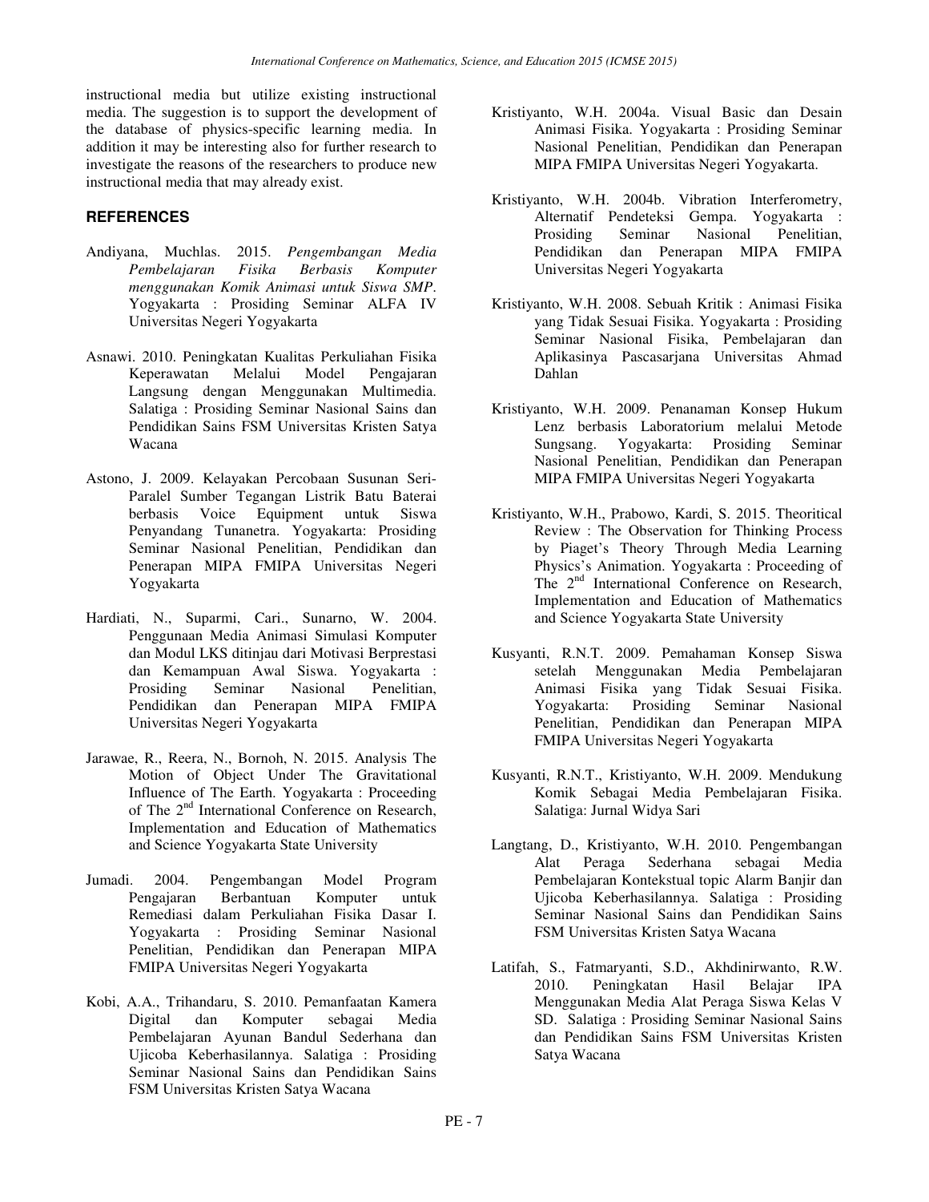instructional media but utilize existing instructional media. The suggestion is to support the development of the database of physics-specific learning media. In addition it may be interesting also for further research to investigate the reasons of the researchers to produce new instructional media that may already exist.

## REFERENCES

Andiyana, Muchlas. 2015. *Pengembangan Media Pembelajaran Fisika Berbasis Komputer menggunakan Komik Animasi untuk Siswa SMP*. Yogyakarta : Prosiding Seminar ALFA IV Universitas Negeri Yogyakarta

Asnawi. 2010. Peningkatan Kualitas Perkuliahan Fisika Keperawatan Melalui Model Pengajaran Langsung dengan Menggunakan Multimedia. Salatiga : Prosiding Seminar Nasional Sains dan Pendidikan Sains FSM Universitas Kristen Satya Wacana

Astono, J. 2009. Kelayakan Percobaan Susunan Seri-Paralel Sumber Tegangan Listrik Batu Baterai berbasis Voice Equipment untuk Siswa Penyandang Tunanetra. Yogyakarta: Prosiding Seminar Nasional Penelitian, Pendidikan dan Penerapan MIPA FMIPA Universitas Negeri Yogyakarta

Hardiati, N., Suparmi, Cari., Sunarno, W. 2004. Penggunaan Media Animasi Simulasi Komputer dan Modul LKS ditinjau dari Motivasi Berprestasi dan Kemampuan Awal Siswa. Yogyakarta : Prosiding Seminar Nasional Penelitian, Pendidikan dan Penerapan MIPA FMIPA Universitas Negeri Yogyakarta

Jarawae, R., Reera, N., Bornoh, N. 2015. Analysis The Motion of Object Under The Gravitational Influence of The Earth. Yogyakarta : Proceeding of The 2nd International Conference on Research, Implementation and Education of Mathematics and Science Yogyakarta State University

Jumadi. 2004. Pengembangan Model Program Pengajaran Berbantuan Komputer untuk Remediasi dalam Perkuliahan Fisika Dasar I. Yogyakarta : Prosiding Seminar Nasional Penelitian, Pendidikan dan Penerapan MIPA FMIPA Universitas Negeri Yogyakarta

Kobi, A.A., Trihandaru, S. 2010. Pemanfaatan Kamera Digital dan Komputer sebagai Media Pembelajaran Ayunan Bandul Sederhana dan Ujicoba Keberhasilannya. Salatiga : Prosiding Seminar Nasional Sains dan Pendidikan Sains FSM Universitas Kristen Satya Wacana

Kristiyanto, W.H. 2004a. Visual Basic dan Desain Animasi Fisika. Yogyakarta : Prosiding Seminar Nasional Penelitian, Pendidikan dan Penerapan MIPA FMIPA Universitas Negeri Yogyakarta.

Kristiyanto, W.H. 2004b. Vibration Interferometry, Alternatif Pendeteksi Gempa. Yogyakarta : Prosiding Seminar Nasional Penelitian, Pendidikan dan Penerapan MIPA FMIPA Universitas Negeri Yogyakarta

Kristiyanto, W.H. 2008. Sebuah Kritik : Animasi Fisika yang Tidak Sesuai Fisika. Yogyakarta : Prosiding Seminar Nasional Fisika, Pembelajaran dan Aplikasinya Pascasarjana Universitas Ahmad Dahlan

Kristiyanto, W.H. 2009. Penanaman Konsep Hukum Lenz berbasis Laboratorium melalui Metode Sungsang. Yogyakarta: Prosiding Seminar Nasional Penelitian, Pendidikan dan Penerapan MIPA FMIPA Universitas Negeri Yogyakarta

Kristiyanto, W.H., Prabowo, Kardi, S. 2015. Theoritical Review : The Observation for Thinking Process by Piaget's Theory Through Media Learning Physics's Animation. Yogyakarta : Proceeding of The 2nd International Conference on Research, Implementation and Education of Mathematics and Science Yogyakarta State University

Kusyanti, R.N.T. 2009. Pemahaman Konsep Siswa setelah Menggunakan Media Pembelajaran Animasi Fisika yang Tidak Sesuai Fisika. Yogyakarta: Prosiding Seminar Nasional Penelitian, Pendidikan dan Penerapan MIPA FMIPA Universitas Negeri Yogyakarta

Kusyanti, R.N.T., Kristiyanto, W.H. 2009. Mendukung Komik Sebagai Media Pembelajaran Fisika. Salatiga: Jurnal Widya Sari

Langtang, D., Kristiyanto, W.H. 2010. Pengembangan Alat Peraga Sederhana sebagai Media Pembelajaran Kontekstual topic Alarm Banjir dan Ujicoba Keberhasilannya. Salatiga : Prosiding Seminar Nasional Sains dan Pendidikan Sains FSM Universitas Kristen Satya Wacana

Latifah, S., Fatmaryanti, S.D., Akhdinirwanto, R.W. 2010. Peningkatan Hasil Belajar IPA Menggunakan Media Alat Peraga Siswa Kelas V SD. Salatiga : Prosiding Seminar Nasional Sains dan Pendidikan Sains FSM Universitas Kristen Satya Wacana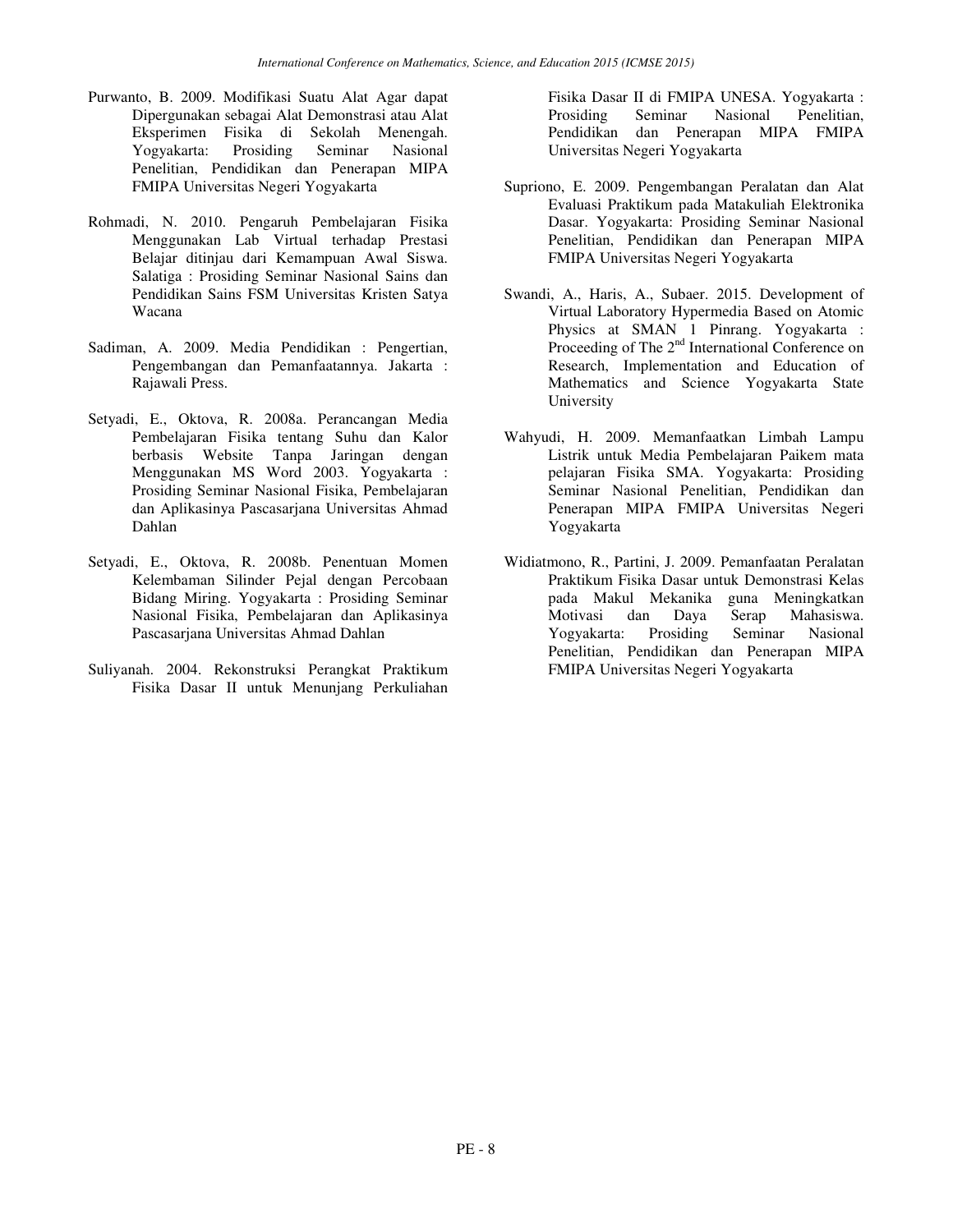Purwanto, B. 2009. Modifikasi Suatu Alat Agar dapat Dipergunakan sebagai Alat Demonstrasi atau Alat Eksperimen Fisika di Sekolah Menengah. Yogyakarta: Prosiding Seminar Nasional Penelitian, Pendidikan dan Penerapan MIPA FMIPA Universitas Negeri Yogyakarta

Rohmadi, N. 2010. Pengaruh Pembelajaran Fisika Menggunakan Lab Virtual terhadap Prestasi Belajar ditinjau dari Kemampuan Awal Siswa. Salatiga : Prosiding Seminar Nasional Sains dan Pendidikan Sains FSM Universitas Kristen Satya Wacana

Sadiman, A. 2009. Media Pendidikan : Pengertian, Pengembangan dan Pemanfaatannya. Jakarta : Rajawali Press.

Setyadi, E., Oktova, R. 2008a. Perancangan Media Pembelajaran Fisika tentang Suhu dan Kalor berbasis Website Tanpa Jaringan dengan Menggunakan MS Word 2003. Yogyakarta : Prosiding Seminar Nasional Fisika, Pembelajaran dan Aplikasinya Pascasarjana Universitas Ahmad Dahlan

Setyadi, E., Oktova, R. 2008b. Penentuan Momen Kelembaman Silinder Pejal dengan Percobaan Bidang Miring. Yogyakarta : Prosiding Seminar Nasional Fisika, Pembelajaran dan Aplikasinya Pascasarjana Universitas Ahmad Dahlan

Suliyanah. 2004. Rekonstruksi Perangkat Praktikum Fisika Dasar II untuk Menunjang Perkuliahan Fisika Dasar II di FMIPA UNESA. Yogyakarta : Prosiding Seminar Nasional Penelitian, Pendidikan dan Penerapan MIPA FMIPA Universitas Negeri Yogyakarta

Supriono, E. 2009. Pengembangan Peralatan dan Alat Evaluasi Praktikum pada Matakuliah Elektronika Dasar. Yogyakarta: Prosiding Seminar Nasional Penelitian, Pendidikan dan Penerapan MIPA FMIPA Universitas Negeri Yogyakarta

Swandi, A., Haris, A., Subaer. 2015. Development of Virtual Laboratory Hypermedia Based on Atomic Physics at SMAN 1 Pinrang. Yogyakarta : Proceeding of The 2nd International Conference on Research, Implementation and Education of Mathematics and Science Yogyakarta State University

Wahyudi, H. 2009. Memanfaatkan Limbah Lampu Listrik untuk Media Pembelajaran Paikem mata pelajaran Fisika SMA. Yogyakarta: Prosiding Seminar Nasional Penelitian, Pendidikan dan Penerapan MIPA FMIPA Universitas Negeri Yogyakarta

Widiatmono, R., Partini, J. 2009. Pemanfaatan Peralatan Praktikum Fisika Dasar untuk Demonstrasi Kelas pada Makul Mekanika guna Meningkatkan Motivasi dan Daya Serap Mahasiswa. Yogyakarta: Prosiding Seminar Nasional Penelitian, Pendidikan dan Penerapan MIPA FMIPA Universitas Negeri Yogyakarta